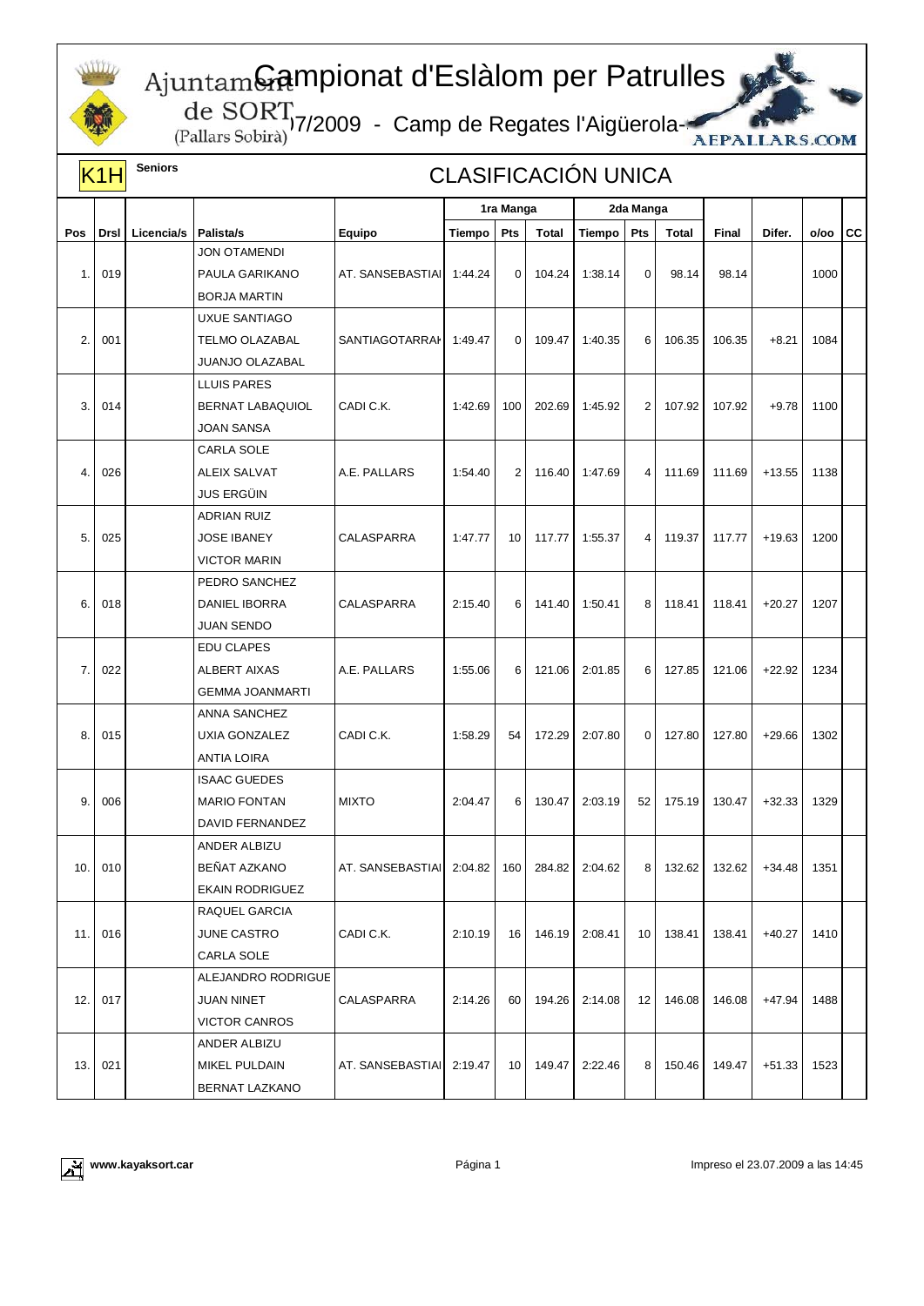# Campionat d'Eslàlom per Patrulles

Ajuntament de SORT (Pallars Sobirà)

)7/2009 - Camp de Regates l'Aigüerola-

AEPALLARS.COM

**K1H** Seniors

## CLASIFICACIÓN UNICA

| Pos | Drsl | Licencia/s | Palista/s | Equipo | 1ra Manga | | | 2da Manga | | | Final | Difer. | o/oo | CC |
|---|---|---|---|---|---|---|---|---|---|---|---|---|---|---|
| | | | | | Tiempo | Pts | Total | Tiempo | Pts | Total | | | | |
| 1. | 019 | | JON OTAMENDI<br>PAULA GARIKANO<br>BORJA MARTIN | AT. SANSEBASTIAI | 1:44.24 | 0 | 104.24 | 1:38.14 | 0 | 98.14 | 98.14 | | 1000 | |
| 2. | 001 | | UXUE SANTIAGO<br>TELMO OLAZABAL<br>JUANJO OLAZABAL | SANTIAGOTARRAI | 1:49.47 | 0 | 109.47 | 1:40.35 | 6 | 106.35 | 106.35 | +8.21 | 1084 | |
| 3. | 014 | | LLUIS PARES<br>BERNAT LABAQUIOL<br>JOAN SANSA | CADI C.K. | 1:42.69 | 100 | 202.69 | 1:45.92 | 2 | 107.92 | 107.92 | +9.78 | 1100 | |
| 4. | 026 | | CARLA SOLE<br>ALEIX SALVAT<br>JUS ERGÜIN | A.E. PALLARS | 1:54.40 | 2 | 116.40 | 1:47.69 | 4 | 111.69 | 111.69 | +13.55 | 1138 | |
| 5. | 025 | | ADRIAN RUIZ<br>JOSE IBANEY<br>VICTOR MARIN | CALASPARRA | 1:47.77 | 10 | 117.77 | 1:55.37 | 4 | 119.37 | 117.77 | +19.63 | 1200 | |
| 6. | 018 | | PEDRO SANCHEZ<br>DANIEL IBORRA<br>JUAN SENDO | CALASPARRA | 2:15.40 | 6 | 141.40 | 1:50.41 | 8 | 118.41 | 118.41 | +20.27 | 1207 | |
| 7. | 022 | | EDU CLAPES<br>ALBERT AIXAS<br>GEMMA JOANMARTI | A.E. PALLARS | 1:55.06 | 6 | 121.06 | 2:01.85 | 6 | 127.85 | 121.06 | +22.92 | 1234 | |
| 8. | 015 | | ANNA SANCHEZ<br>UXIA GONZALEZ<br>ANTIA LOIRA | CADI C.K. | 1:58.29 | 54 | 172.29 | 2:07.80 | 0 | 127.80 | 127.80 | +29.66 | 1302 | |
| 9. | 006 | | ISAAC GUEDES<br>MARIO FONTAN<br>DAVID FERNANDEZ | MIXTO | 2:04.47 | 6 | 130.47 | 2:03.19 | 52 | 175.19 | 130.47 | +32.33 | 1329 | |
| 10. | 010 | | ANDER ALBIZU<br>BEÑAT AZKANO<br>EKAIN RODRIGUEZ | AT. SANSEBASTIAI | 2:04.82 | 160 | 284.82 | 2:04.62 | 8 | 132.62 | 132.62 | +34.48 | 1351 | |
| 11. | 016 | | RAQUEL GARCIA<br>JUNE CASTRO<br>CARLA SOLE | CADI C.K. | 2:10.19 | 16 | 146.19 | 2:08.41 | 10 | 138.41 | 138.41 | +40.27 | 1410 | |
| 12. | 017 | | ALEJANDRO RODRIGUE<br>JUAN NINET<br>VICTOR CANROS | CALASPARRA | 2:14.26 | 60 | 194.26 | 2:14.08 | 12 | 146.08 | 146.08 | +47.94 | 1488 | |
| 13. | 021 | | ANDER ALBIZU<br>MIKEL PULDAIN<br>BERNAT LAZKANO | AT. SANSEBASTIAI | 2:19.47 | 10 | 149.47 | 2:22.46 | 8 | 150.46 | 149.47 | +51.33 | 1523 | |

www.kayaksort.car

Impreso el 23.07.2009 a las 14:45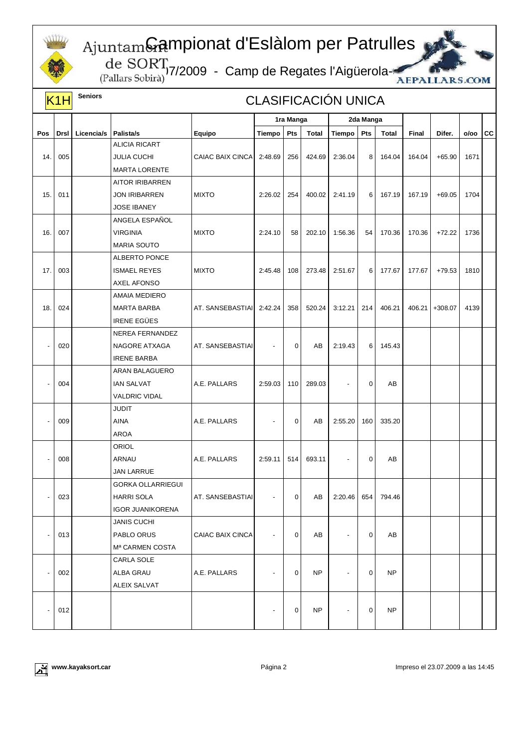# Campionat d'Eslàlom per Patrulles

Ajuntament de SORT (Pallars Sobirà) )7/2009 - Camp de Regates l'Aigüerola- AEPALLARS.COM

**K1H** Seniors

## CLASIFICACIÓN UNICA

| | | | | | 1ra Manga | | | 2da Manga | | | | | | |
|---|---|---|---|---|---|---|---|---|---|---|---|---|---|---|
| Pos | Drsl | Licencia/s | Palista/s | Equipo | Tiempo | Pts | Total | Tiempo | Pts | Total | Final | Difer. | o/oo | CC |
| 14. | 005 | | ALICIA RICART<br>JULIA CUCHI<br>MARTA LORENTE | CAIAC BAIX CINCA | 2:48.69 | 256 | 424.69 | 2:36.04 | 8 | 164.04 | 164.04 | +65.90 | 1671 | |
| 15. | 011 | | AITOR IRIBARREN<br>JON IRIBARREN<br>JOSE IBANEY | MIXTO | 2:26.02 | 254 | 400.02 | 2:41.19 | 6 | 167.19 | 167.19 | +69.05 | 1704 | |
| 16. | 007 | | ANGELA ESPAÑOL<br>VIRGINIA<br>MARIA SOUTO | MIXTO | 2:24.10 | 58 | 202.10 | 1:56.36 | 54 | 170.36 | 170.36 | +72.22 | 1736 | |
| 17. | 003 | | ALBERTO PONCE<br>ISMAEL REYES<br>AXEL AFONSO | MIXTO | 2:45.48 | 108 | 273.48 | 2:51.67 | 6 | 177.67 | 177.67 | +79.53 | 1810 | |
| 18. | 024 | | AMAIA MEDIERO<br>MARTA BARBA<br>IRENE EGÜES | AT. SANSEBASTIAN | 2:42.24 | 358 | 520.24 | 3:12.21 | 214 | 406.21 | 406.21 | +308.07 | 4139 | |
| - | 020 | | NEREA FERNANDEZ<br>NAGORE ATXAGA<br>IRENE BARBA | AT. SANSEBASTIAN | - | 0 | AB | 2:19.43 | 6 | 145.43 | | | | |
| - | 004 | | ARAN BALAGUERO<br>IAN SALVAT<br>VALDRIC VIDAL | A.E. PALLARS | 2:59.03 | 110 | 289.03 | - | 0 | AB | | | | |
| - | 009 | | JUDIT<br>AINA<br>AROA | A.E. PALLARS | - | 0 | AB | 2:55.20 | 160 | 335.20 | | | | |
| - | 008 | | ORIOL<br>ARNAU<br>JAN LARRUE | A.E. PALLARS | 2:59.11 | 514 | 693.11 | - | 0 | AB | | | | |
| - | 023 | | GORKA OLLARRIEGUI<br>HARRI SOLA<br>IGOR JUANIKORENA | AT. SANSEBASTIAN | - | 0 | AB | 2:20.46 | 654 | 794.46 | | | | |
| - | 013 | | JANIS CUCHI<br>PABLO ORUS<br>Mª CARMEN COSTA | CAIAC BAIX CINCA | - | 0 | AB | - | 0 | AB | | | | |
| - | 002 | | CARLA SOLE<br>ALBA GRAU<br>ALEIX SALVAT | A.E. PALLARS | - | 0 | NP | - | 0 | NP | | | | |
| - | 012 | | | | - | 0 | NP | - | 0 | NP | | | | |

www.kayaksort.car

Impreso el 23.07.2009 a las 14:45